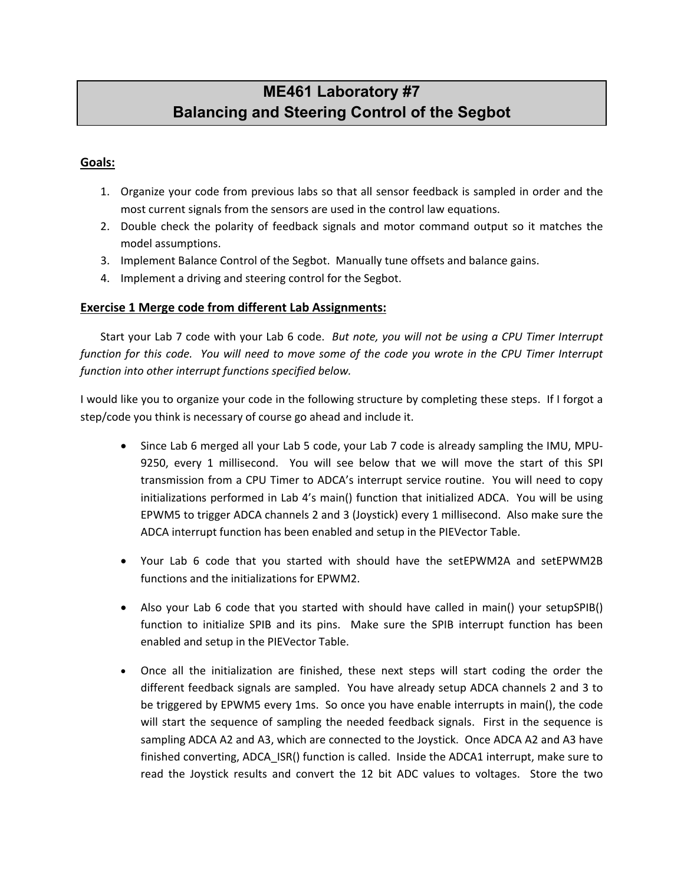# ME461 Laboratory #7
# Balancing and Steering Control of the Segbot

## Goals:

1. Organize your code from previous labs so that all sensor feedback is sampled in order and the most current signals from the sensors are used in the control law equations.
2. Double check the polarity of feedback signals and motor command output so it matches the model assumptions.
3. Implement Balance Control of the Segbot. Manually tune offsets and balance gains.
4. Implement a driving and steering control for the Segbot.

## Exercise 1 Merge code from different Lab Assignments:

Start your Lab 7 code with your Lab 6 code. *But note, you will not be using a CPU Timer Interrupt function for this code. You will need to move some of the code you wrote in the CPU Timer Interrupt function into other interrupt functions specified below.*

I would like you to organize your code in the following structure by completing these steps. If I forgot a step/code you think is necessary of course go ahead and include it.

- Since Lab 6 merged all your Lab 5 code, your Lab 7 code is already sampling the IMU, MPU-9250, every 1 millisecond. You will see below that we will move the start of this SPI transmission from a CPU Timer to ADCA's interrupt service routine. You will need to copy initializations performed in Lab 4's main() function that initialized ADCA. You will be using EPWM5 to trigger ADCA channels 2 and 3 (Joystick) every 1 millisecond. Also make sure the ADCA interrupt function has been enabled and setup in the PIEVector Table.
- Your Lab 6 code that you started with should have the setEPWM2A and setEPWM2B functions and the initializations for EPWM2.
- Also your Lab 6 code that you started with should have called in main() your setupSPIB() function to initialize SPIB and its pins. Make sure the SPIB interrupt function has been enabled and setup in the PIEVector Table.
- Once all the initialization are finished, these next steps will start coding the order the different feedback signals are sampled. You have already setup ADCA channels 2 and 3 to be triggered by EPWM5 every 1ms. So once you have enable interrupts in main(), the code will start the sequence of sampling the needed feedback signals. First in the sequence is sampling ADCA A2 and A3, which are connected to the Joystick. Once ADCA A2 and A3 have finished converting, ADCA_ISR() function is called. Inside the ADCA1 interrupt, make sure to read the Joystick results and convert the 12 bit ADC values to voltages. Store the two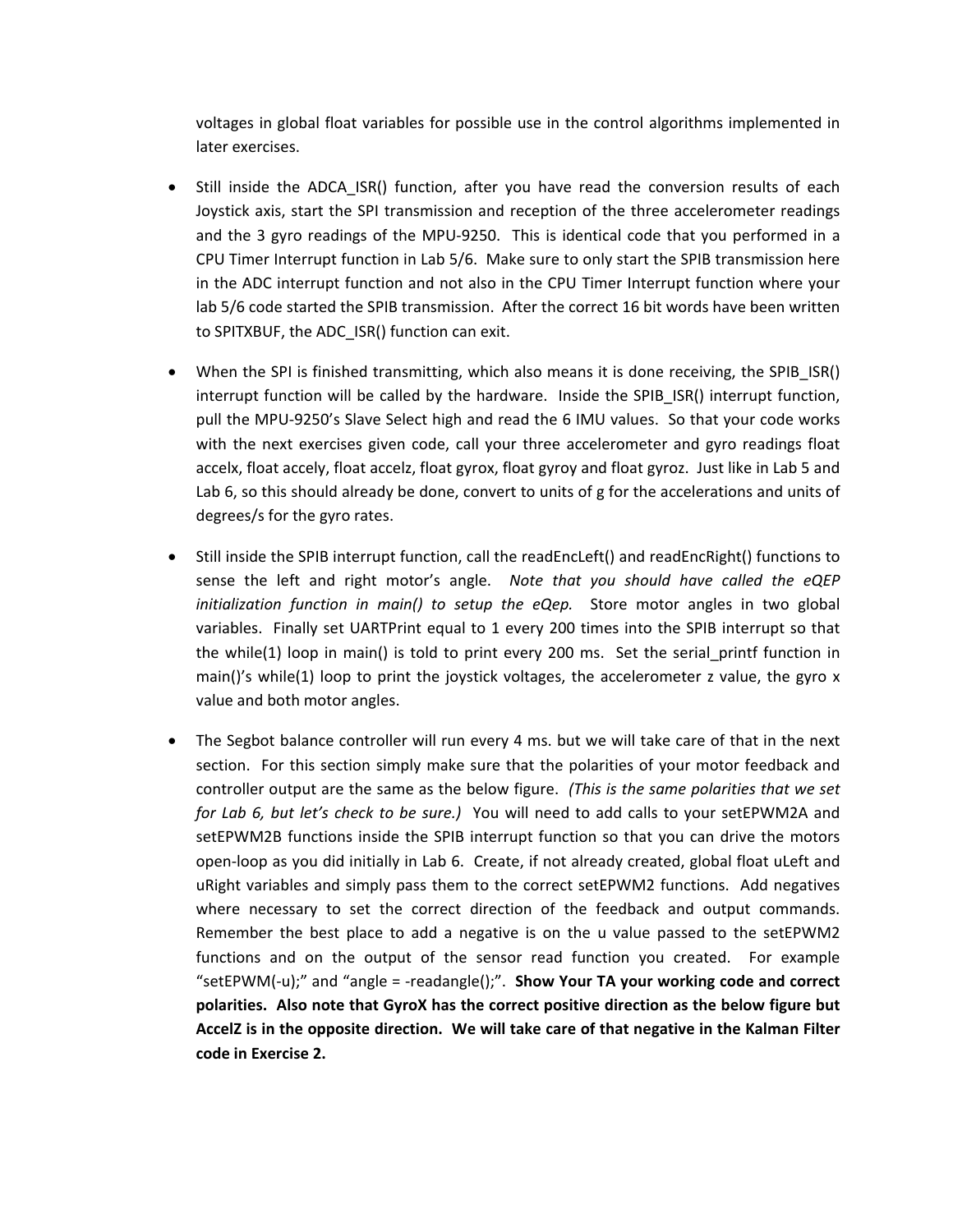voltages in global float variables for possible use in the control algorithms implemented in later exercises.

- Still inside the ADCA_ISR() function, after you have read the conversion results of each Joystick axis, start the SPI transmission and reception of the three accelerometer readings and the 3 gyro readings of the MPU-9250. This is identical code that you performed in a CPU Timer Interrupt function in Lab 5/6. Make sure to only start the SPIB transmission here in the ADC interrupt function and not also in the CPU Timer Interrupt function where your lab 5/6 code started the SPIB transmission. After the correct 16 bit words have been written to SPITXBUF, the ADC_ISR() function can exit.

- When the SPI is finished transmitting, which also means it is done receiving, the SPIB_ISR() interrupt function will be called by the hardware. Inside the SPIB_ISR() interrupt function, pull the MPU-9250's Slave Select high and read the 6 IMU values. So that your code works with the next exercises given code, call your three accelerometer and gyro readings float accelx, float accely, float accelz, float gyrox, float gyroy and float gyroz. Just like in Lab 5 and Lab 6, so this should already be done, convert to units of g for the accelerations and units of degrees/s for the gyro rates.

- Still inside the SPIB interrupt function, call the readEncLeft() and readEncRight() functions to sense the left and right motor's angle. *Note that you should have called the eQEP initialization function in main() to setup the eQep.* Store motor angles in two global variables. Finally set UARTPrint equal to 1 every 200 times into the SPIB interrupt so that the while(1) loop in main() is told to print every 200 ms. Set the serial_printf function in main()'s while(1) loop to print the joystick voltages, the accelerometer z value, the gyro x value and both motor angles.

- The Segbot balance controller will run every 4 ms. but we will take care of that in the next section. For this section simply make sure that the polarities of your motor feedback and controller output are the same as the below figure. *(This is the same polarities that we set for Lab 6, but let's check to be sure.)* You will need to add calls to your setEPWM2A and setEPWM2B functions inside the SPIB interrupt function so that you can drive the motors open-loop as you did initially in Lab 6. Create, if not already created, global float uLeft and uRight variables and simply pass them to the correct setEPWM2 functions. Add negatives where necessary to set the correct direction of the feedback and output commands. Remember the best place to add a negative is on the u value passed to the setEPWM2 functions and on the output of the sensor read function you created. For example "setEPWM(-u);" and "angle = -readangle();". **Show Your TA your working code and correct polarities. Also note that GyroX has the correct positive direction as the below figure but AccelZ is in the opposite direction. We will take care of that negative in the Kalman Filter code in Exercise 2.**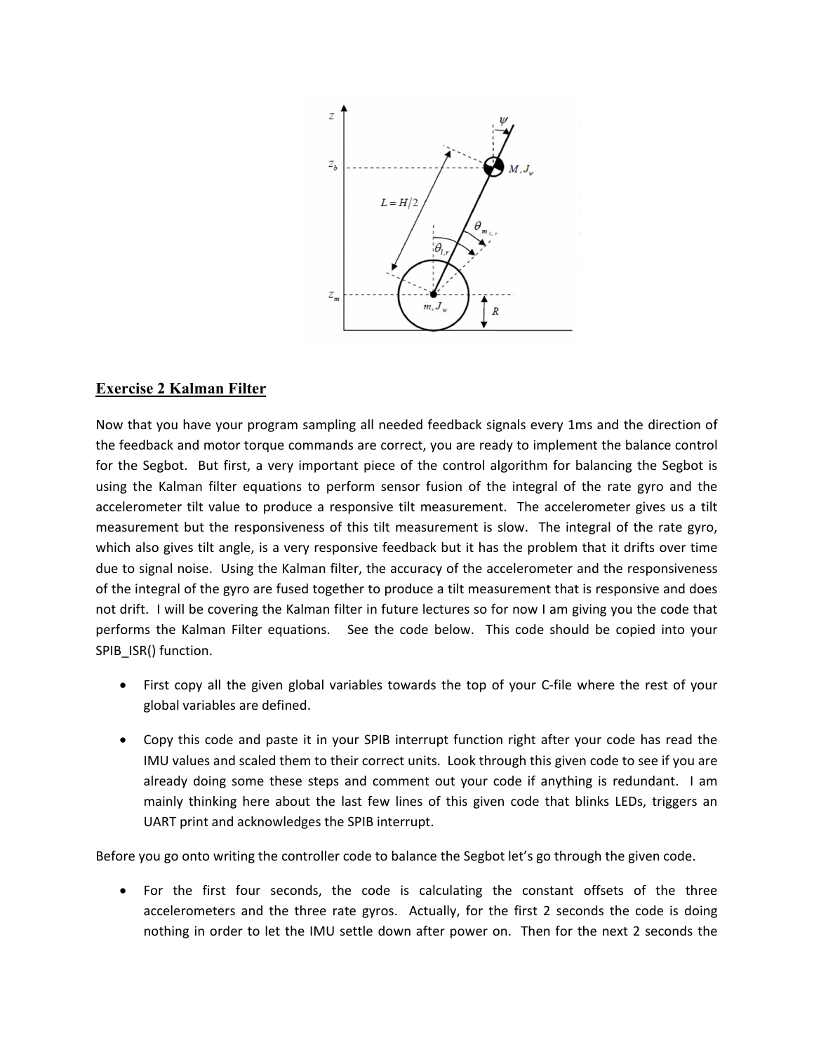## Exercise 2 Kalman Filter

Now that you have your program sampling all needed feedback signals every 1ms and the direction of the feedback and motor torque commands are correct, you are ready to implement the balance control for the Segbot. But first, a very important piece of the control algorithm for balancing the Segbot is using the Kalman filter equations to perform sensor fusion of the integral of the rate gyro and the accelerometer tilt value to produce a responsive tilt measurement. The accelerometer gives us a tilt measurement but the responsiveness of this tilt measurement is slow. The integral of the rate gyro, which also gives tilt angle, is a very responsive feedback but it has the problem that it drifts over time due to signal noise. Using the Kalman filter, the accuracy of the accelerometer and the responsiveness of the integral of the gyro are fused together to produce a tilt measurement that is responsive and does not drift. I will be covering the Kalman filter in future lectures so for now I am giving you the code that performs the Kalman Filter equations. See the code below. This code should be copied into your SPIB_ISR() function.

- First copy all the given global variables towards the top of your C-file where the rest of your global variables are defined.
- Copy this code and paste it in your SPIB interrupt function right after your code has read the IMU values and scaled them to their correct units. Look through this given code to see if you are already doing some these steps and comment out your code if anything is redundant. I am mainly thinking here about the last few lines of this given code that blinks LEDs, triggers an UART print and acknowledges the SPIB interrupt.

Before you go onto writing the controller code to balance the Segbot let's go through the given code.

- For the first four seconds, the code is calculating the constant offsets of the three accelerometers and the three rate gyros. Actually, for the first 2 seconds the code is doing nothing in order to let the IMU settle down after power on. Then for the next 2 seconds the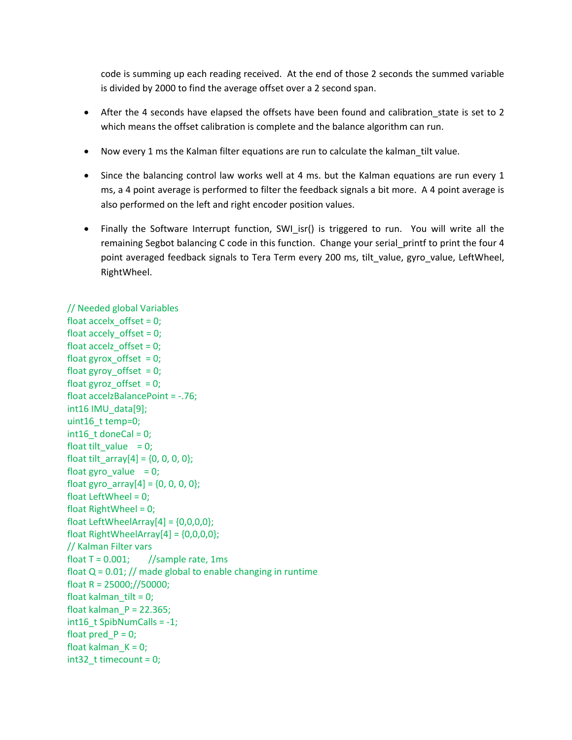code is summing up each reading received. At the end of those 2 seconds the summed variable is divided by 2000 to find the average offset over a 2 second span.

- After the 4 seconds have elapsed the offsets have been found and calibration_state is set to 2 which means the offset calibration is complete and the balance algorithm can run.

- Now every 1 ms the Kalman filter equations are run to calculate the kalman_tilt value.

- Since the balancing control law works well at 4 ms. but the Kalman equations are run every 1 ms, a 4 point average is performed to filter the feedback signals a bit more. A 4 point average is also performed on the left and right encoder position values.

- Finally the Software Interrupt function, SWI_isr() is triggered to run. You will write all the remaining Segbot balancing C code in this function. Change your serial_printf to print the four 4 point averaged feedback signals to Tera Term every 200 ms, tilt_value, gyro_value, LeftWheel, RightWheel.

```
// Needed global Variables
float accelx_offset = 0;
float accely_offset = 0;
float accelz_offset = 0;
float gyrox_offset  = 0;
float gyroy_offset  = 0;
float gyroz_offset  = 0;
float accelzBalancePoint = -.76;
int16 IMU_data[9];
uint16_t temp=0;
int16_t doneCal = 0;
float tilt_value    = 0;
float tilt_array[4] = {0, 0, 0, 0};
float gyro_value    = 0;
float gyro_array[4] = {0, 0, 0, 0};
float LeftWheel = 0;
float RightWheel = 0;
float LeftWheelArray[4] = {0,0,0,0};
float RightWheelArray[4] = {0,0,0,0};
// Kalman Filter vars
float T = 0.001;       //sample rate, 1ms
float Q = 0.01; // made global to enable changing in runtime
float R = 25000;//50000;
float kalman_tilt = 0;
float kalman_P = 22.365;
int16_t SpibNumCalls = -1;
float pred_P = 0;
float kalman_K = 0;
int32_t timecount = 0;
```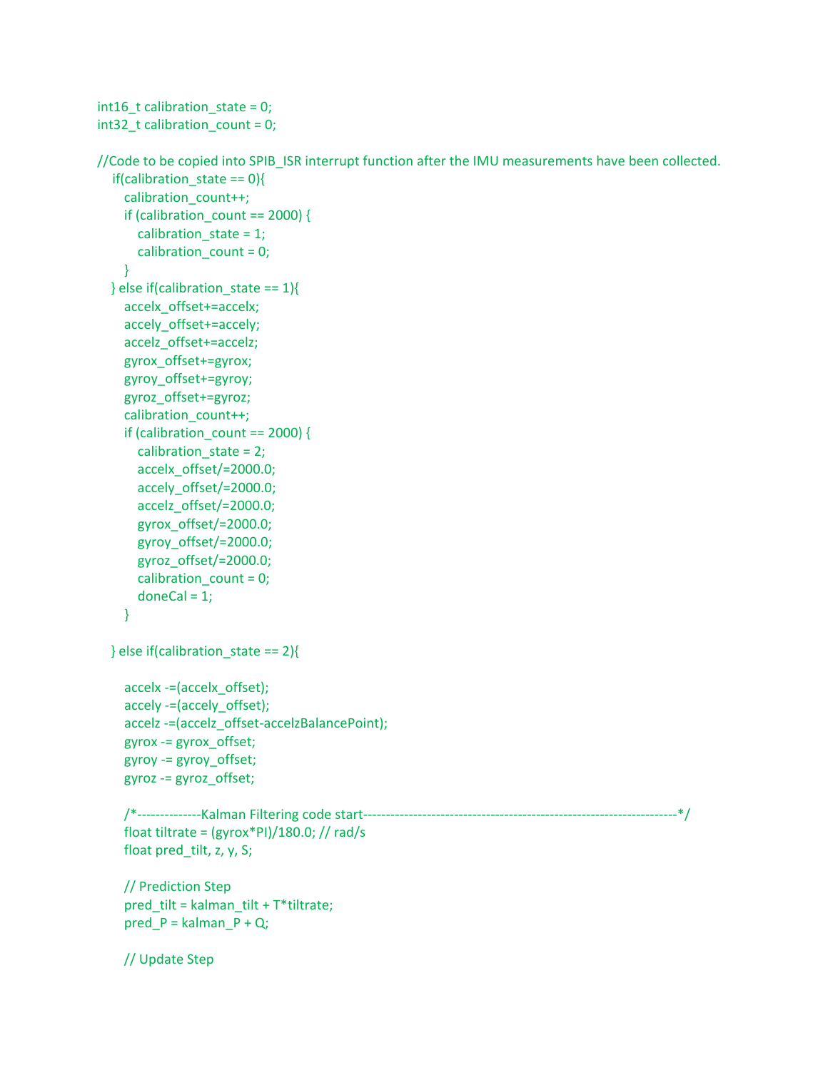```
int16_t calibration_state = 0;
int32_t calibration_count = 0;

//Code to be copied into SPIB_ISR interrupt function after the IMU measurements have been collected.
    if(calibration_state == 0){
        calibration_count++;
        if (calibration_count == 2000) {
            calibration_state = 1;
            calibration_count = 0;
        }
    } else if(calibration_state == 1){
        accelx_offset+=accelx;
        accely_offset+=accely;
        accelz_offset+=accelz;
        gyrox_offset+=gyrox;
        gyroy_offset+=gyroy;
        gyroz_offset+=gyroz;
        calibration_count++;
        if (calibration_count == 2000) {
            calibration_state = 2;
            accelx_offset/=2000.0;
            accely_offset/=2000.0;
            accelz_offset/=2000.0;
            gyrox_offset/=2000.0;
            gyroy_offset/=2000.0;
            gyroz_offset/=2000.0;
            calibration_count = 0;
            doneCal = 1;
        }

    } else if(calibration_state == 2){

        accelx -=(accelx_offset);
        accely -=(accely_offset);
        accelz -=(accelz_offset-accelzBalancePoint);
        gyrox -= gyrox_offset;
        gyroy -= gyroy_offset;
        gyroz -= gyroz_offset;

        /*--------------Kalman Filtering code start---------------------------------------------------------------------*/
        float tiltrate = (gyrox*PI)/180.0; // rad/s
        float pred_tilt, z, y, S;

        // Prediction Step
        pred_tilt = kalman_tilt + T*tiltrate;
        pred_P = kalman_P + Q;

        // Update Step
```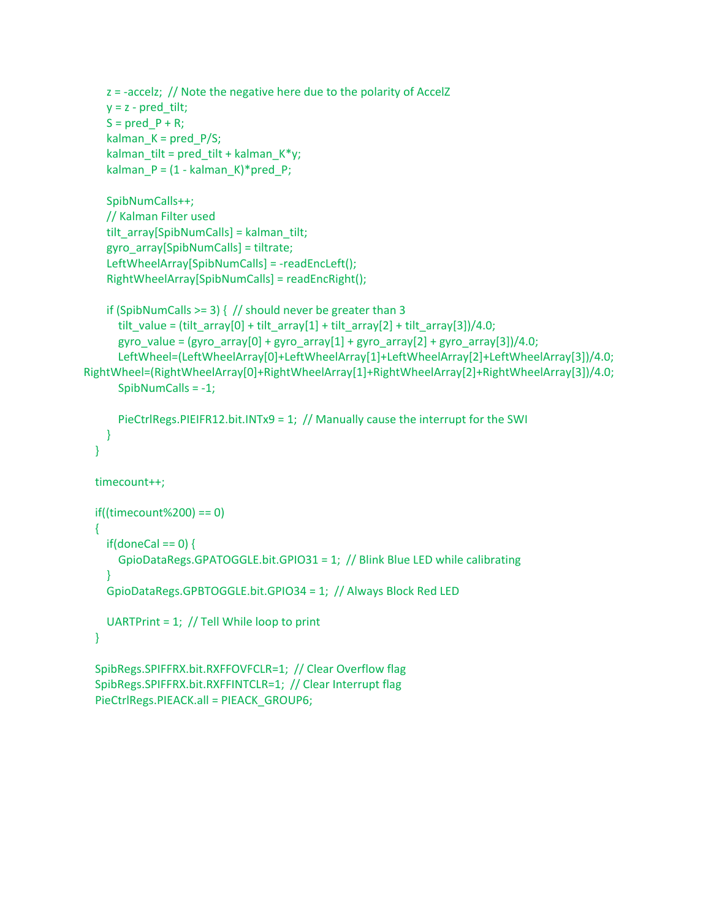```
        z = -accelz;  // Note the negative here due to the polarity of AccelZ
        y = z - pred_tilt;
        S = pred_P + R;
        kalman_K = pred_P/S;
        kalman_tilt = pred_tilt + kalman_K*y;
        kalman_P = (1 - kalman_K)*pred_P;

        SpibNumCalls++;
        // Kalman Filter used
        tilt_array[SpibNumCalls] = kalman_tilt;
        gyro_array[SpibNumCalls] = tiltrate;
        LeftWheelArray[SpibNumCalls] = -readEncLeft();
        RightWheelArray[SpibNumCalls] = readEncRight();

        if (SpibNumCalls >= 3) {  // should never be greater than 3
            tilt_value = (tilt_array[0] + tilt_array[1] + tilt_array[2] + tilt_array[3])/4.0;
            gyro_value = (gyro_array[0] + gyro_array[1] + gyro_array[2] + gyro_array[3])/4.0;
            LeftWheel=(LeftWheelArray[0]+LeftWheelArray[1]+LeftWheelArray[2]+LeftWheelArray[3])/4.0;
RightWheel=(RightWheelArray[0]+RightWheelArray[1]+RightWheelArray[2]+RightWheelArray[3])/4.0;
            SpibNumCalls = -1;

            PieCtrlRegs.PIEIFR12.bit.INTx9 = 1;  // Manually cause the interrupt for the SWI
        }
    }

    timecount++;

    if((timecount%200) == 0)
    {
        if(doneCal == 0) {
            GpioDataRegs.GPATOGGLE.bit.GPIO31 = 1;  // Blink Blue LED while calibrating
        }
        GpioDataRegs.GPBTOGGLE.bit.GPIO34 = 1;  // Always Block Red LED

        UARTPrint = 1;  // Tell While loop to print
    }

    SpibRegs.SPIFFRX.bit.RXFFOVFCLR=1;  // Clear Overflow flag
    SpibRegs.SPIFFRX.bit.RXFFINTCLR=1;  // Clear Interrupt flag
    PieCtrlRegs.PIEACK.all = PIEACK_GROUP6;
```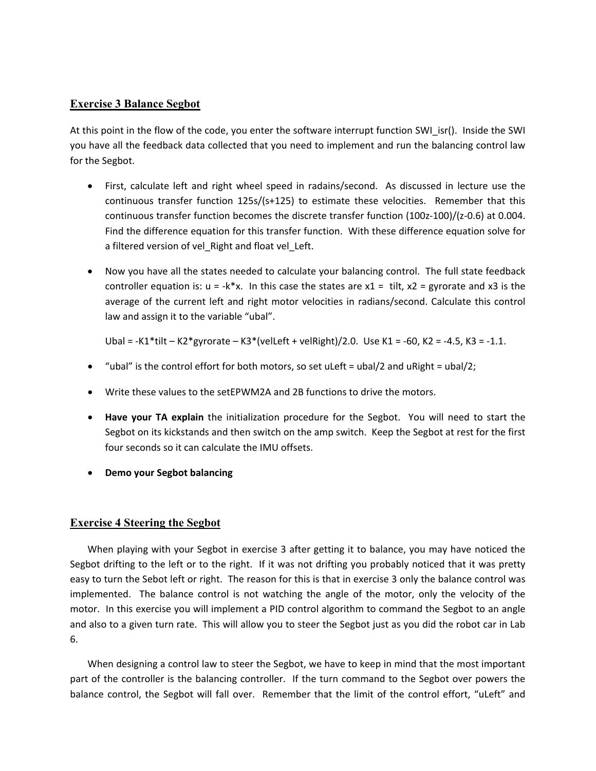## Exercise 3 Balance Segbot

At this point in the flow of the code, you enter the software interrupt function SWI_isr(). Inside the SWI you have all the feedback data collected that you need to implement and run the balancing control law for the Segbot.

- First, calculate left and right wheel speed in radains/second. As discussed in lecture use the continuous transfer function $125s/(s+125)$ to estimate these velocities. Remember that this continuous transfer function becomes the discrete transfer function $(100z-100)/(z-0.6)$ at 0.004. Find the difference equation for this transfer function. With these difference equation solve for a filtered version of vel_Right and float vel_Left.

- Now you have all the states needed to calculate your balancing control. The full state feedback controller equation is: $u = -k*x$. In this case the states are $x1$ = tilt, $x2$ = gyrorate and $x3$ is the average of the current left and right motor velocities in radians/second. Calculate this control law and assign it to the variable "ubal".

  Ubal = -K1*tilt – K2*gyrorate – K3*(velLeft + velRight)/2.0. Use K1 = -60, K2 = -4.5, K3 = -1.1.

- "ubal" is the control effort for both motors, so set uLeft = ubal/2 and uRight = ubal/2;

- Write these values to the setEPWM2A and 2B functions to drive the motors.

- **Have your TA explain** the initialization procedure for the Segbot. You will need to start the Segbot on its kickstands and then switch on the amp switch. Keep the Segbot at rest for the first four seconds so it can calculate the IMU offsets.

- **Demo your Segbot balancing**

## Exercise 4 Steering the Segbot

When playing with your Segbot in exercise 3 after getting it to balance, you may have noticed the Segbot drifting to the left or to the right. If it was not drifting you probably noticed that it was pretty easy to turn the Sebot left or right. The reason for this is that in exercise 3 only the balance control was implemented. The balance control is not watching the angle of the motor, only the velocity of the motor. In this exercise you will implement a PID control algorithm to command the Segbot to an angle and also to a given turn rate. This will allow you to steer the Segbot just as you did the robot car in Lab 6.

When designing a control law to steer the Segbot, we have to keep in mind that the most important part of the controller is the balancing controller. If the turn command to the Segbot over powers the balance control, the Segbot will fall over. Remember that the limit of the control effort, "uLeft" and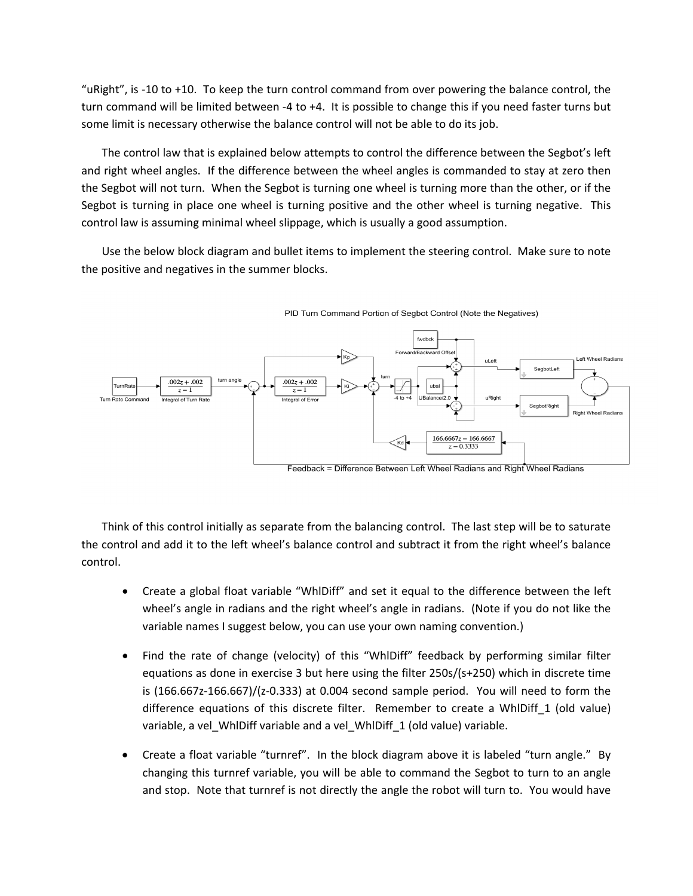"uRight", is -10 to +10. To keep the turn control command from over powering the balance control, the turn command will be limited between -4 to +4. It is possible to change this if you need faster turns but some limit is necessary otherwise the balance control will not be able to do its job.

The control law that is explained below attempts to control the difference between the Segbot's left and right wheel angles. If the difference between the wheel angles is commanded to stay at zero then the Segbot will not turn. When the Segbot is turning one wheel is turning more than the other, or if the Segbot is turning in place one wheel is turning positive and the other wheel is turning negative. This control law is assuming minimal wheel slippage, which is usually a good assumption.

Use the below block diagram and bullet items to implement the steering control. Make sure to note the positive and negatives in the summer blocks.

PID Turn Command Portion of Segbot Control (Note the Negatives)

TurnRate — Turn Rate Command → $\frac{.002z + .002}{z - 1}$ (Integral of Turn Rate) → turn angle → summer (+, −) → $\frac{.002z + .002}{z - 1}$ (Integral of Error) → Ki; Kp; summer → turn → saturation (-4 to +4) → uLeft / uRight; fwdbck (Forward/Backward Offset); ubal (UBalance/2.0); SegbotLeft (Left Wheel Radians); SegbotRight (Right Wheel Radians); Kd ← $\frac{166.6667z - 166.6667}{z - 0.3333}$

Feedback = Difference Between Left Wheel Radians and Right Wheel Radians

Think of this control initially as separate from the balancing control. The last step will be to saturate the control and add it to the left wheel's balance control and subtract it from the right wheel's balance control.

- Create a global float variable "WhlDiff" and set it equal to the difference between the left wheel's angle in radians and the right wheel's angle in radians. (Note if you do not like the variable names I suggest below, you can use your own naming convention.)
- Find the rate of change (velocity) of this "WhlDiff" feedback by performing similar filter equations as done in exercise 3 but here using the filter 250s/(s+250) which in discrete time is (166.667z-166.667)/(z-0.333) at 0.004 second sample period. You will need to form the difference equations of this discrete filter. Remember to create a WhlDiff_1 (old value) variable, a vel_WhlDiff variable and a vel_WhlDiff_1 (old value) variable.
- Create a float variable "turnref". In the block diagram above it is labeled "turn angle." By changing this turnref variable, you will be able to command the Segbot to turn to an angle and stop. Note that turnref is not directly the angle the robot will turn to. You would have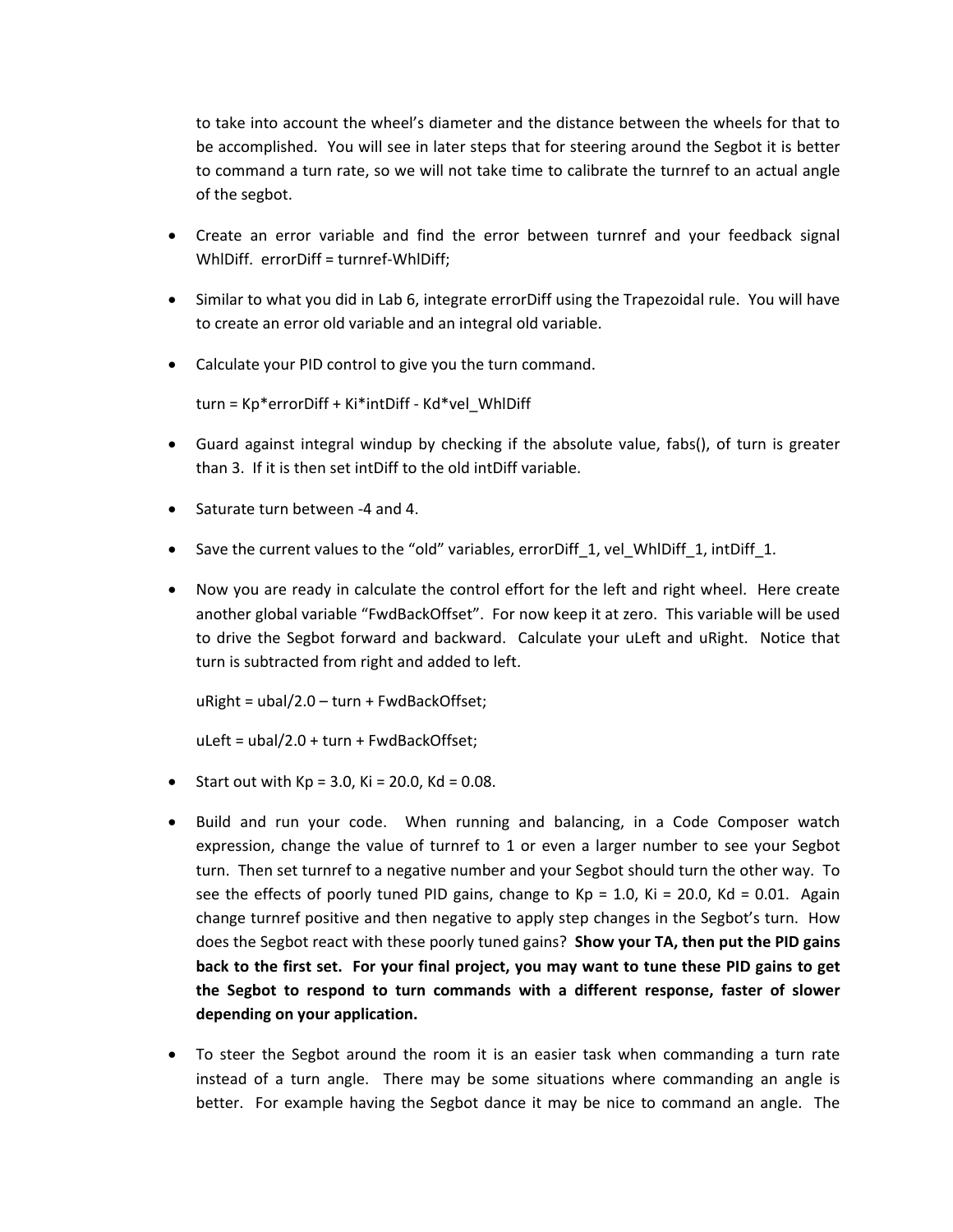to take into account the wheel's diameter and the distance between the wheels for that to be accomplished. You will see in later steps that for steering around the Segbot it is better to command a turn rate, so we will not take time to calibrate the turnref to an actual angle of the segbot.

- Create an error variable and find the error between turnref and your feedback signal WhlDiff. errorDiff = turnref-WhlDiff;
- Similar to what you did in Lab 6, integrate errorDiff using the Trapezoidal rule. You will have to create an error old variable and an integral old variable.
- Calculate your PID control to give you the turn command.

  turn = Kp*errorDiff + Ki*intDiff - Kd*vel_WhlDiff
- Guard against integral windup by checking if the absolute value, fabs(), of turn is greater than 3. If it is then set intDiff to the old intDiff variable.
- Saturate turn between -4 and 4.
- Save the current values to the "old" variables, errorDiff_1, vel_WhlDiff_1, intDiff_1.
- Now you are ready in calculate the control effort for the left and right wheel. Here create another global variable "FwdBackOffset". For now keep it at zero. This variable will be used to drive the Segbot forward and backward. Calculate your uLeft and uRight. Notice that turn is subtracted from right and added to left.

  uRight = ubal/2.0 – turn + FwdBackOffset;

  uLeft = ubal/2.0 + turn + FwdBackOffset;
- Start out with Kp = 3.0, Ki = 20.0, Kd = 0.08.
- Build and run your code. When running and balancing, in a Code Composer watch expression, change the value of turnref to 1 or even a larger number to see your Segbot turn. Then set turnref to a negative number and your Segbot should turn the other way. To see the effects of poorly tuned PID gains, change to Kp = 1.0, Ki = 20.0, Kd = 0.01. Again change turnref positive and then negative to apply step changes in the Segbot's turn. How does the Segbot react with these poorly tuned gains? **Show your TA, then put the PID gains back to the first set. For your final project, you may want to tune these PID gains to get the Segbot to respond to turn commands with a different response, faster of slower depending on your application.**
- To steer the Segbot around the room it is an easier task when commanding a turn rate instead of a turn angle. There may be some situations where commanding an angle is better. For example having the Segbot dance it may be nice to command an angle. The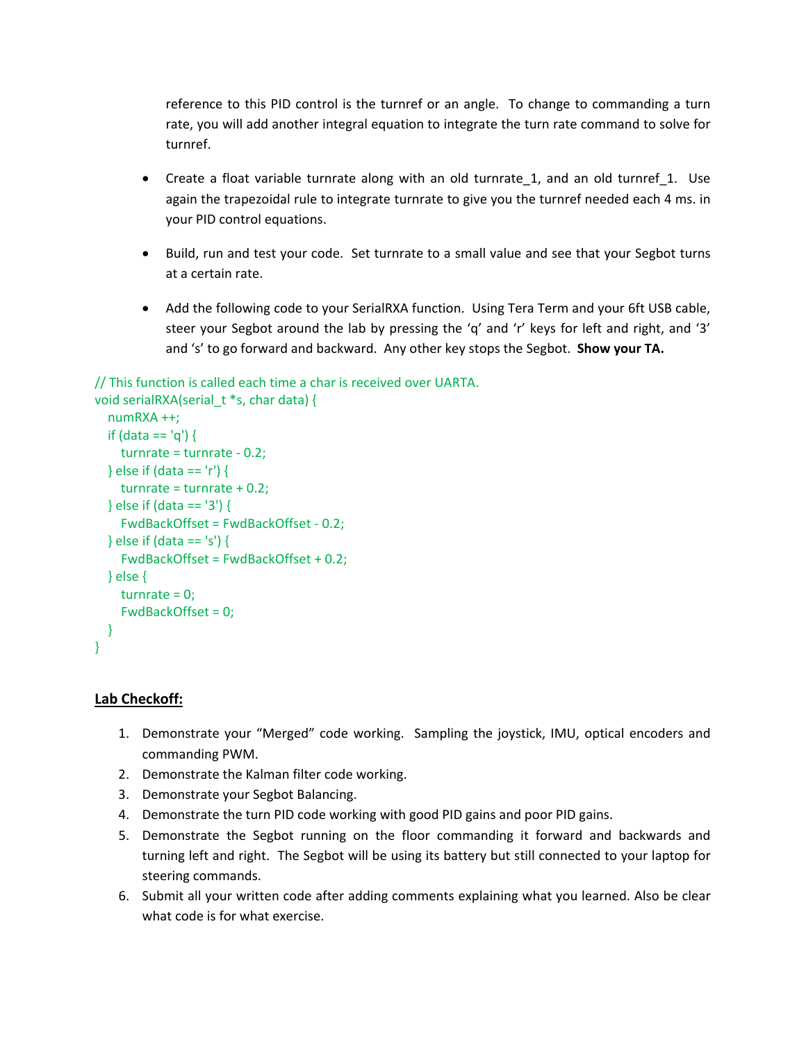reference to this PID control is the turnref or an angle. To change to commanding a turn rate, you will add another integral equation to integrate the turn rate command to solve for turnref.

- Create a float variable turnrate along with an old turnrate_1, and an old turnref_1. Use again the trapezoidal rule to integrate turnrate to give you the turnref needed each 4 ms. in your PID control equations.

- Build, run and test your code. Set turnrate to a small value and see that your Segbot turns at a certain rate.

- Add the following code to your SerialRXA function. Using Tera Term and your 6ft USB cable, steer your Segbot around the lab by pressing the 'q' and 'r' keys for left and right, and '3' and 's' to go forward and backward. Any other key stops the Segbot. **Show your TA.**

```
// This function is called each time a char is received over UARTA.
void serialRXA(serial_t *s, char data) {
   numRXA ++;
   if (data == 'q') {
      turnrate = turnrate - 0.2;
   } else if (data == 'r') {
      turnrate = turnrate + 0.2;
   } else if (data == '3') {
      FwdBackOffset = FwdBackOffset - 0.2;
   } else if (data == 's') {
      FwdBackOffset = FwdBackOffset + 0.2;
   } else {
      turnrate = 0;
      FwdBackOffset = 0;
   }
}
```

**<u>Lab Checkoff:</u>**

1. Demonstrate your "Merged" code working. Sampling the joystick, IMU, optical encoders and commanding PWM.
2. Demonstrate the Kalman filter code working.
3. Demonstrate your Segbot Balancing.
4. Demonstrate the turn PID code working with good PID gains and poor PID gains.
5. Demonstrate the Segbot running on the floor commanding it forward and backwards and turning left and right. The Segbot will be using its battery but still connected to your laptop for steering commands.
6. Submit all your written code after adding comments explaining what you learned. Also be clear what code is for what exercise.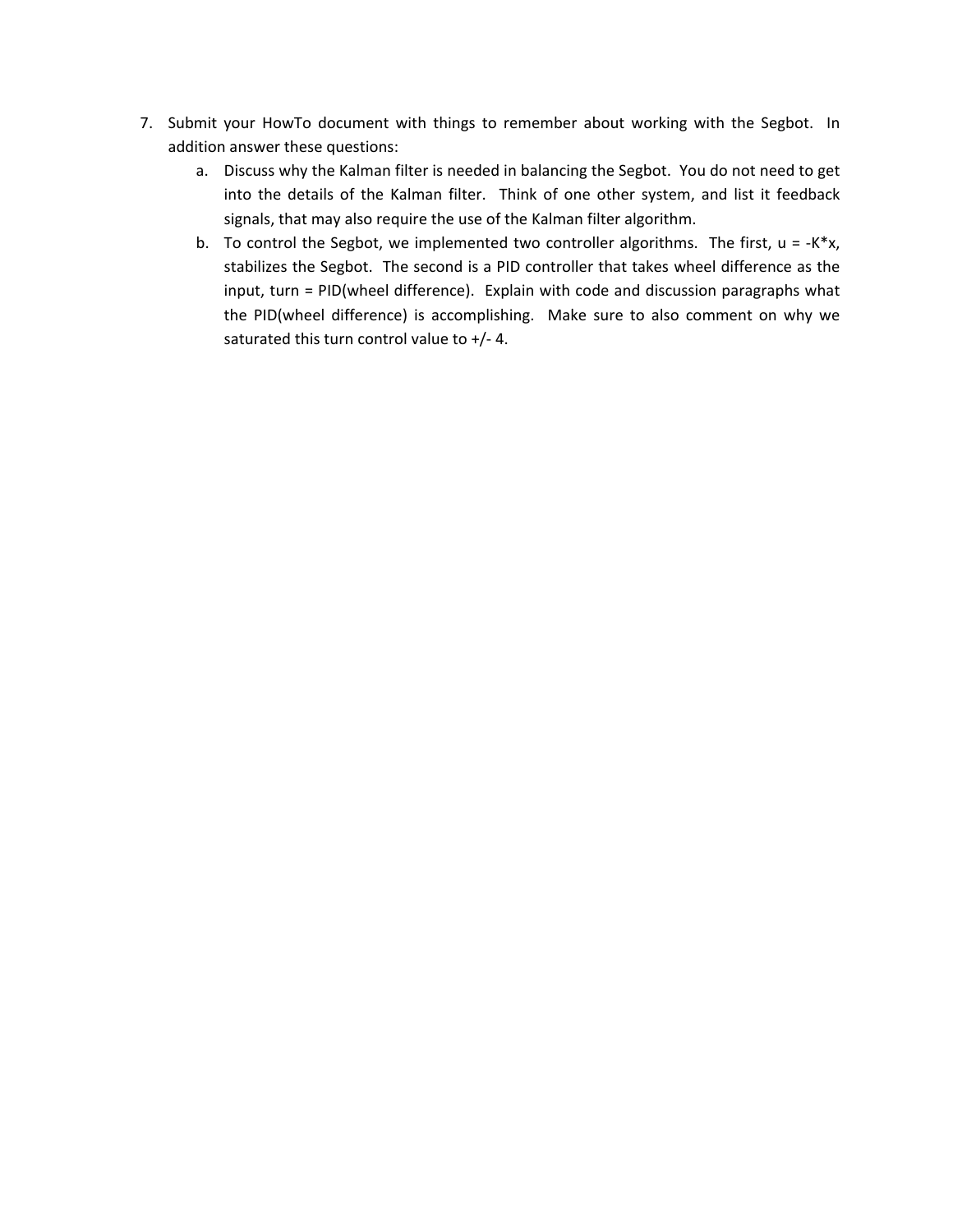7. Submit your HowTo document with things to remember about working with the Segbot. In addition answer these questions:
    a. Discuss why the Kalman filter is needed in balancing the Segbot. You do not need to get into the details of the Kalman filter. Think of one other system, and list it feedback signals, that may also require the use of the Kalman filter algorithm.
    b. To control the Segbot, we implemented two controller algorithms. The first, u = -K*x, stabilizes the Segbot. The second is a PID controller that takes wheel difference as the input, turn = PID(wheel difference). Explain with code and discussion paragraphs what the PID(wheel difference) is accomplishing. Make sure to also comment on why we saturated this turn control value to +/- 4.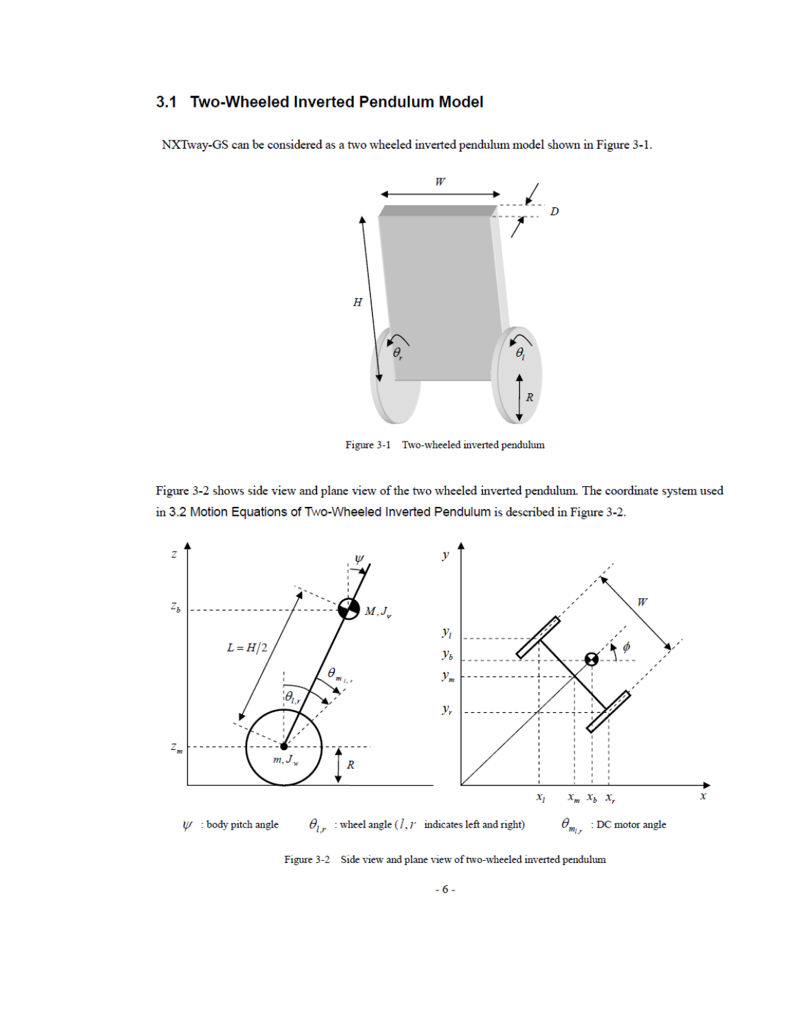## 3.1 Two-Wheeled Inverted Pendulum Model

NXTway-GS can be considered as a two wheeled inverted pendulum model shown in Figure 3-1.

Figure 3-1 Two-wheeled inverted pendulum

Figure 3-2 shows side view and plane view of the two wheeled inverted pendulum. The coordinate system used in 3.2 Motion Equations of Two-Wheeled Inverted Pendulum is described in Figure 3-2.

$\psi$ : body pitch angle $\theta_{l,r}$ : wheel angle ($l, r$ indicates left and right) $\theta_{m_{l,r}}$ : DC motor angle

Figure 3-2 Side view and plane view of two-wheeled inverted pendulum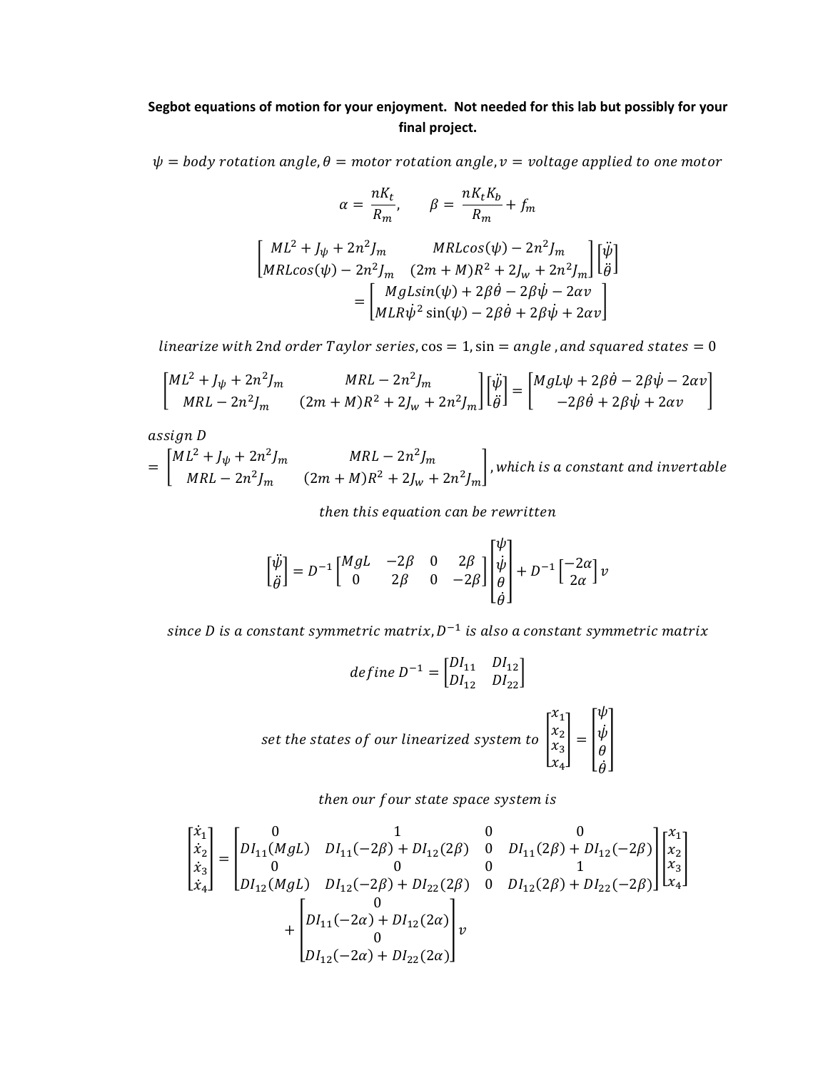**Segbot equations of motion for your enjoyment. Not needed for this lab but possibly for your final project.**

$$\psi = body\ rotation\ angle, \theta = motor\ rotation\ angle, v = voltage\ applied\ to\ one\ motor$$

$$\alpha = \frac{nK_t}{R_m}, \qquad \beta = \frac{nK_tK_b}{R_m} + f_m$$

$$\begin{bmatrix} ML^2 + J_\psi + 2n^2J_m & MRLcos(\psi) - 2n^2J_m \\ MRLcos(\psi) - 2n^2J_m & (2m+M)R^2 + 2J_w + 2n^2J_m \end{bmatrix} \begin{bmatrix} \ddot{\psi} \\ \ddot{\theta} \end{bmatrix} = \begin{bmatrix} MgLsin(\psi) + 2\beta\dot{\theta} - 2\beta\dot{\psi} - 2\alpha v \\ MLR\dot{\psi}^2\sin(\psi) - 2\beta\dot{\theta} + 2\beta\dot{\psi} + 2\alpha v \end{bmatrix}$$

$$linearize\ with\ 2nd\ order\ Taylor\ series, \cos = 1, \sin = angle\ , and\ squared\ states = 0$$

$$\begin{bmatrix} ML^2 + J_\psi + 2n^2J_m & MRL - 2n^2J_m \\ MRL - 2n^2J_m & (2m+M)R^2 + 2J_w + 2n^2J_m \end{bmatrix} \begin{bmatrix} \ddot{\psi} \\ \ddot{\theta} \end{bmatrix} = \begin{bmatrix} MgL\psi + 2\beta\dot{\theta} - 2\beta\dot{\psi} - 2\alpha v \\ -2\beta\dot{\theta} + 2\beta\dot{\psi} + 2\alpha v \end{bmatrix}$$

$$assign\ D = \begin{bmatrix} ML^2 + J_\psi + 2n^2J_m & MRL - 2n^2J_m \\ MRL - 2n^2J_m & (2m+M)R^2 + 2J_w + 2n^2J_m \end{bmatrix}, which\ is\ a\ constant\ and\ invertable$$

$$then\ this\ equation\ can\ be\ rewritten$$

$$\begin{bmatrix} \ddot{\psi} \\ \ddot{\theta} \end{bmatrix} = D^{-1} \begin{bmatrix} MgL & -2\beta & 0 & 2\beta \\ 0 & 2\beta & 0 & -2\beta \end{bmatrix} \begin{bmatrix} \psi \\ \dot{\psi} \\ \theta \\ \dot{\theta} \end{bmatrix} + D^{-1} \begin{bmatrix} -2\alpha \\ 2\alpha \end{bmatrix} v$$

$$since\ D\ is\ a\ constant\ symmetric\ matrix, D^{-1}\ is\ also\ a\ constant\ symmetric\ matrix$$

$$define\ D^{-1} = \begin{bmatrix} DI_{11} & DI_{12} \\ DI_{12} & DI_{22} \end{bmatrix}$$

$$set\ the\ states\ of\ our\ linearized\ system\ to \begin{bmatrix} x_1 \\ x_2 \\ x_3 \\ x_4 \end{bmatrix} = \begin{bmatrix} \psi \\ \dot{\psi} \\ \theta \\ \dot{\theta} \end{bmatrix}$$

$$then\ our\ four\ state\ space\ system\ is$$

$$\begin{bmatrix} \dot{x}_1 \\ \dot{x}_2 \\ \dot{x}_3 \\ \dot{x}_4 \end{bmatrix} = \begin{bmatrix} 0 & 1 & 0 & 0 \\ DI_{11}(MgL) & DI_{11}(-2\beta) + DI_{12}(2\beta) & 0 & DI_{11}(2\beta) + DI_{12}(-2\beta) \\ 0 & 0 & 0 & 1 \\ DI_{12}(MgL) & DI_{12}(-2\beta) + DI_{22}(2\beta) & 0 & DI_{12}(2\beta) + DI_{22}(-2\beta) \end{bmatrix} \begin{bmatrix} x_1 \\ x_2 \\ x_3 \\ x_4 \end{bmatrix} + \begin{bmatrix} 0 \\ DI_{11}(-2\alpha) + DI_{12}(2\alpha) \\ 0 \\ DI_{12}(-2\alpha) + DI_{22}(2\alpha) \end{bmatrix} v$$